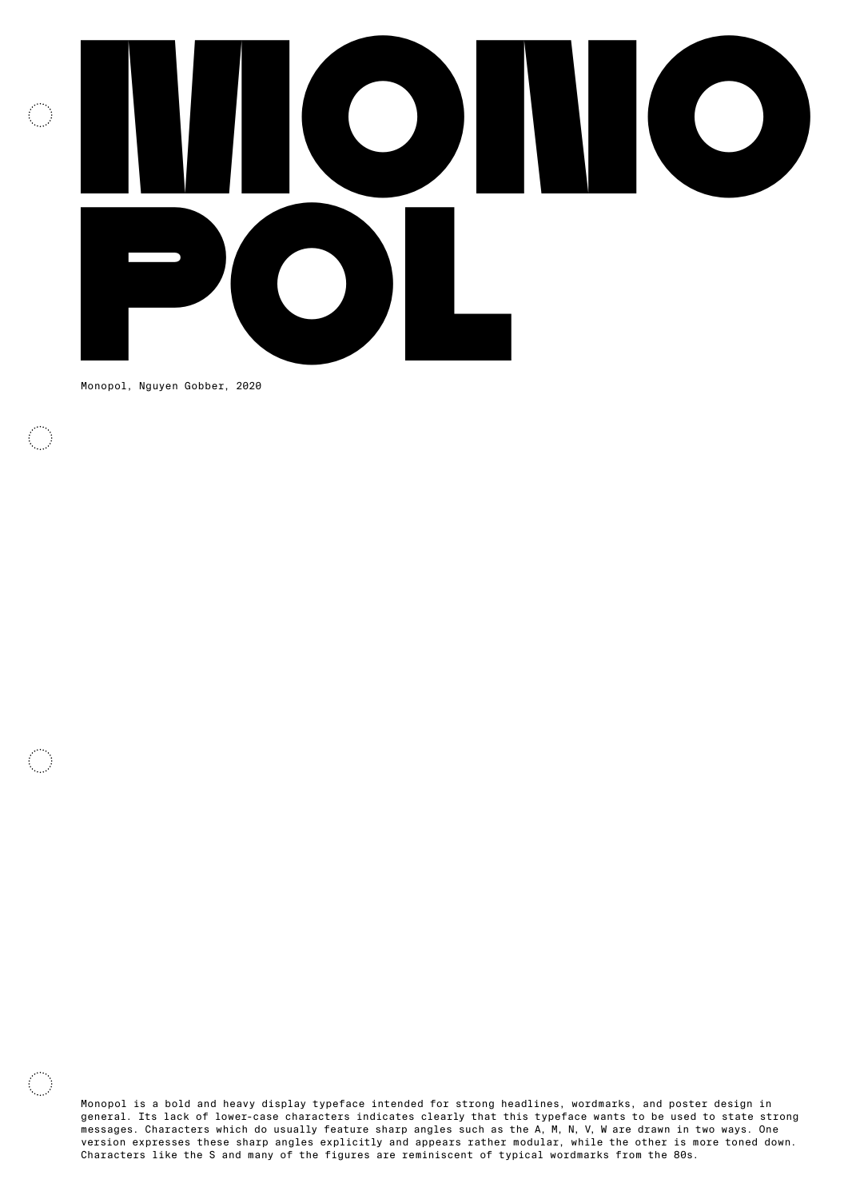# MONO POL

Monopol, Nguyen Gobber, 2020

Monopol is a bold and heavy display typeface intended for strong headlines, wordmarks, and poster design in general. Its lack of lower-case characters indicates clearly that this typeface wants to be used to state strong messages. Characters which do usually feature sharp angles such as the A, M, N, V, W are drawn in two ways. One version expresses these sharp angles explicitly and appears rather modular, while the other is more toned down. Characters like the S and many of the figures are reminiscent of typical wordmarks from the 80s.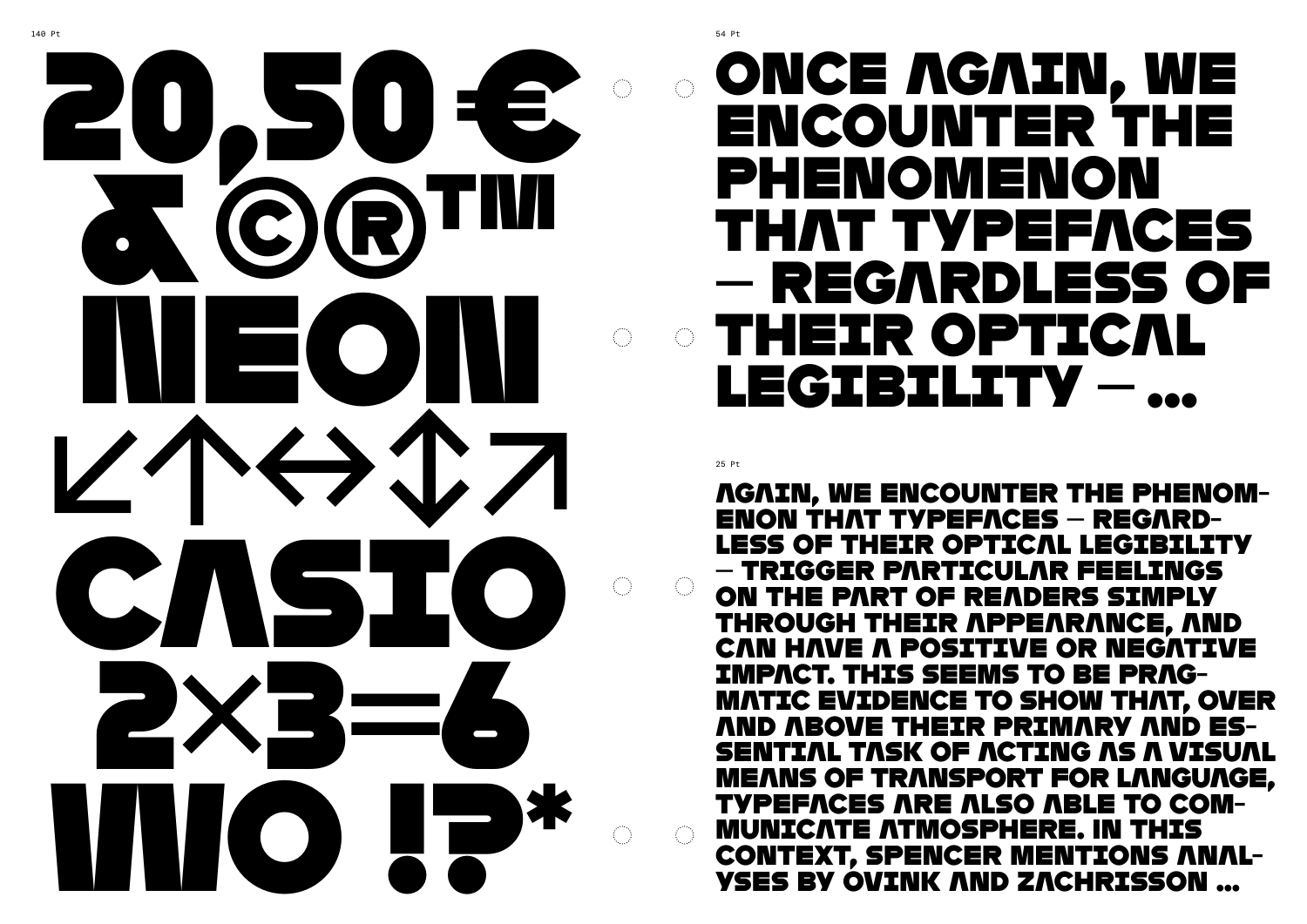140 Pt

20,50 €
& © ®™
NEON
↙↑↔↕↗
CASIO
2×3=6
WO !?*

54 Pt

ONCE AGAIN, WE ENCOUNTER THE PHENOMENON THAT TYPEFACES – REGARDLESS OF THEIR OPTICAL LEGIBILITY – ...

25 Pt

AGAIN, WE ENCOUNTER THE PHENOM-ENON THAT TYPEFACES – REGARD-LESS OF THEIR OPTICAL LEGIBILITY – TRIGGER PARTICULAR FEELINGS ON THE PART OF READERS SIMPLY THROUGH THEIR APPEARANCE, AND CAN HAVE A POSITIVE OR NEGATIVE IMPACT. THIS SEEMS TO BE PRAG-MATIC EVIDENCE TO SHOW THAT, OVER AND ABOVE THEIR PRIMARY AND ES-SENTIAL TASK OF ACTING AS A VISUAL MEANS OF TRANSPORT FOR LANGUAGE, TYPEFACES ARE ALSO ABLE TO COM-MUNICATE ATMOSPHERE. IN THIS CONTEXT, SPENCER MENTIONS ANAL-YSES BY OVINK AND ZACHRISSON ...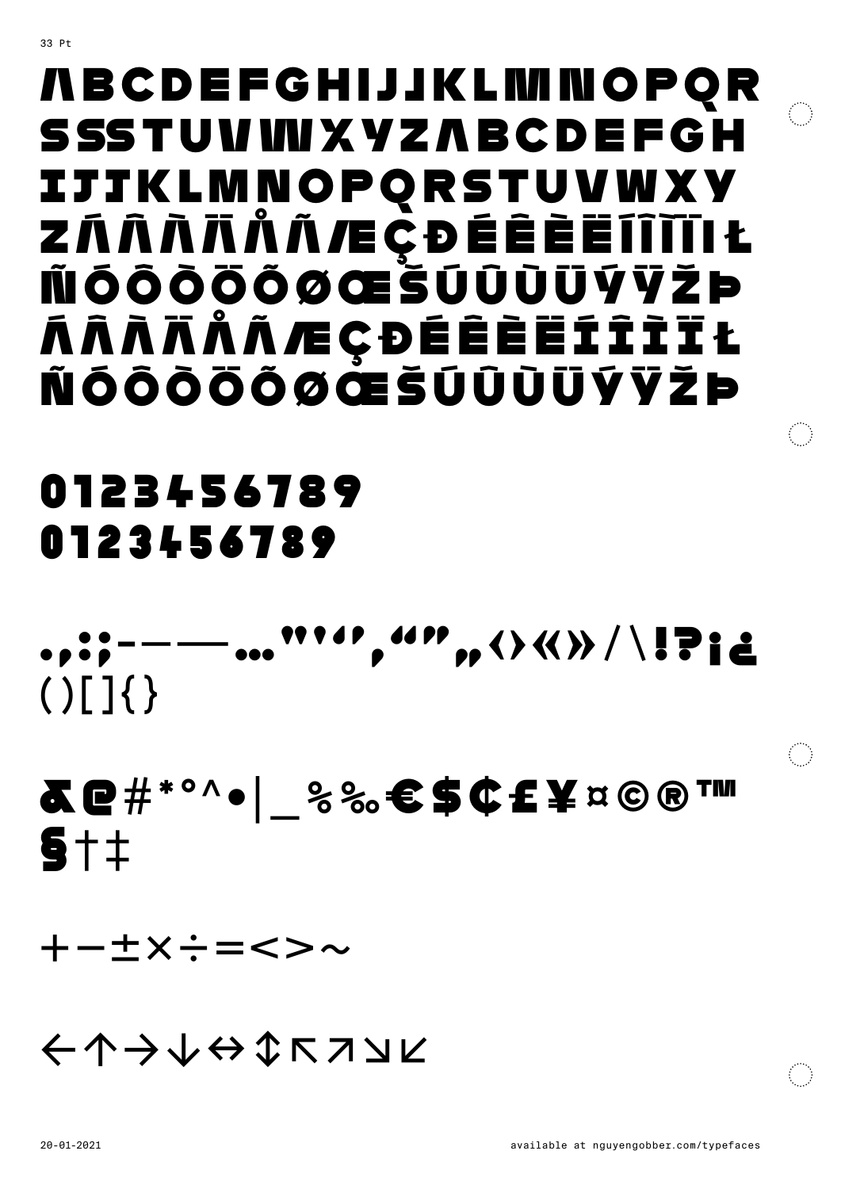33 Pt

ΛBCDEFGHIJJKLMNOPQR
SSSTUVWWXYZΛBCDEFGH
IJJKLMNOPQRSTUVWXY
ZÁÂÀÄÅÃÆÇĐÉÊÈËÍÎÌÏIŁ
ÑÓÔÒÖÕØŒŠÚÛÙÜÝŸŽÞ
ÁÂÀÄÅÃÆÇĐÉÊÈËÍÎÌÏŁ
ÑÓÔÒÖÕØŒŠÚÛÙÜÝŸŽÞ

0123456789
0123456789

.,:;-–—…"'‘’‚“”„‹›«»/\!?¡¿
()[]{}

&@#*°^•|_%‰€$¢£¥¤©®™
§†‡

+−±×÷=<>~

←↑→↓↔↕↖↗↘↙

20-01-2021

available at nguyengobber.com/typefaces